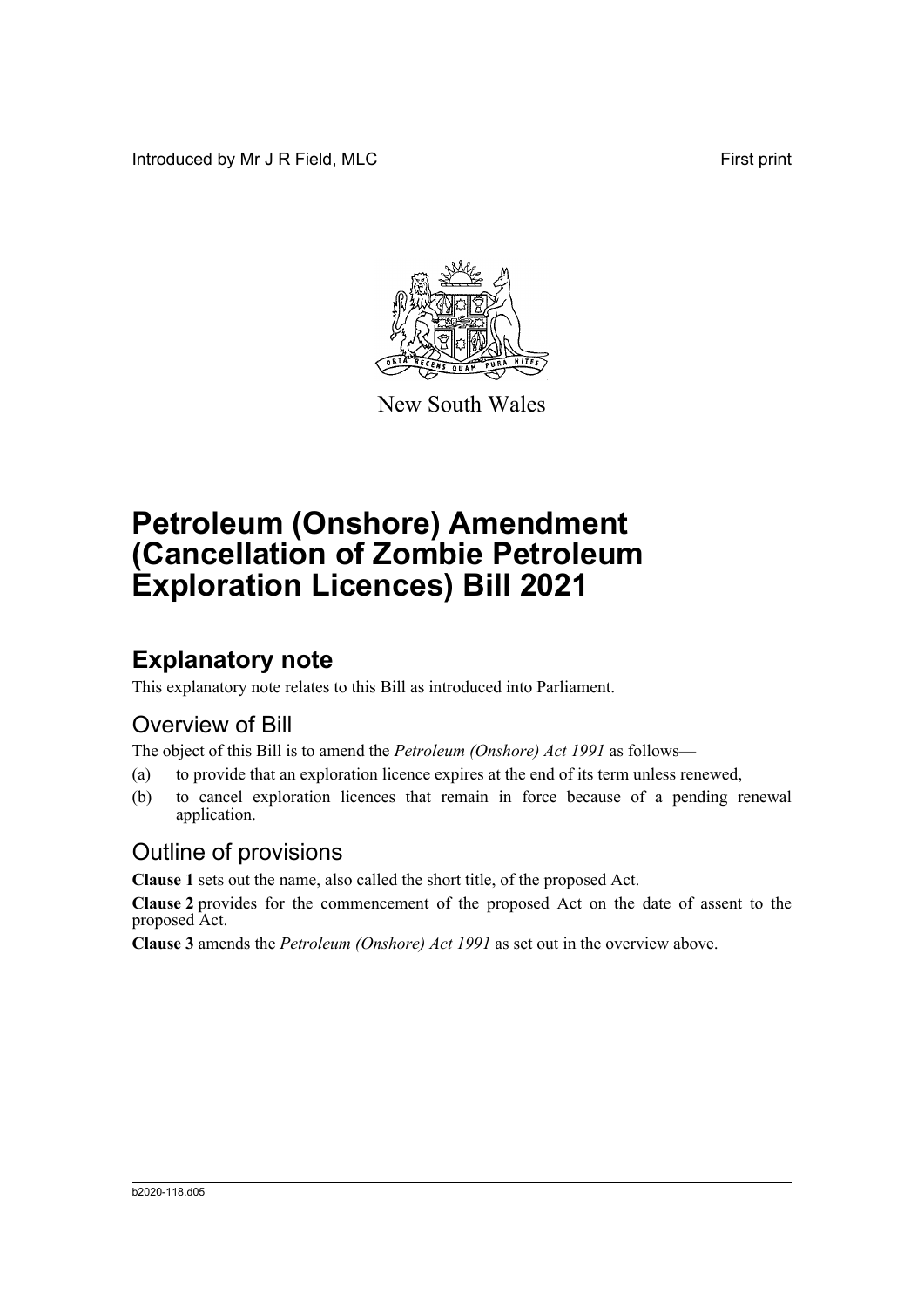Introduced by Mr J R Field, MLC First print

New South Wales

# Petroleum (Onshore) Amendment (Cancellation of Zombie Petroleum Exploration Licences) Bill 2021

## Explanatory note

This explanatory note relates to this Bill as introduced into Parliament.

### Overview of Bill

The object of this Bill is to amend the *Petroleum (Onshore) Act 1991* as follows—

(a) to provide that an exploration licence expires at the end of its term unless renewed,

(b) to cancel exploration licences that remain in force because of a pending renewal application.

### Outline of provisions

**Clause 1** sets out the name, also called the short title, of the proposed Act.

**Clause 2** provides for the commencement of the proposed Act on the date of assent to the proposed Act.

**Clause 3** amends the *Petroleum (Onshore) Act 1991* as set out in the overview above.

b2020-118.d05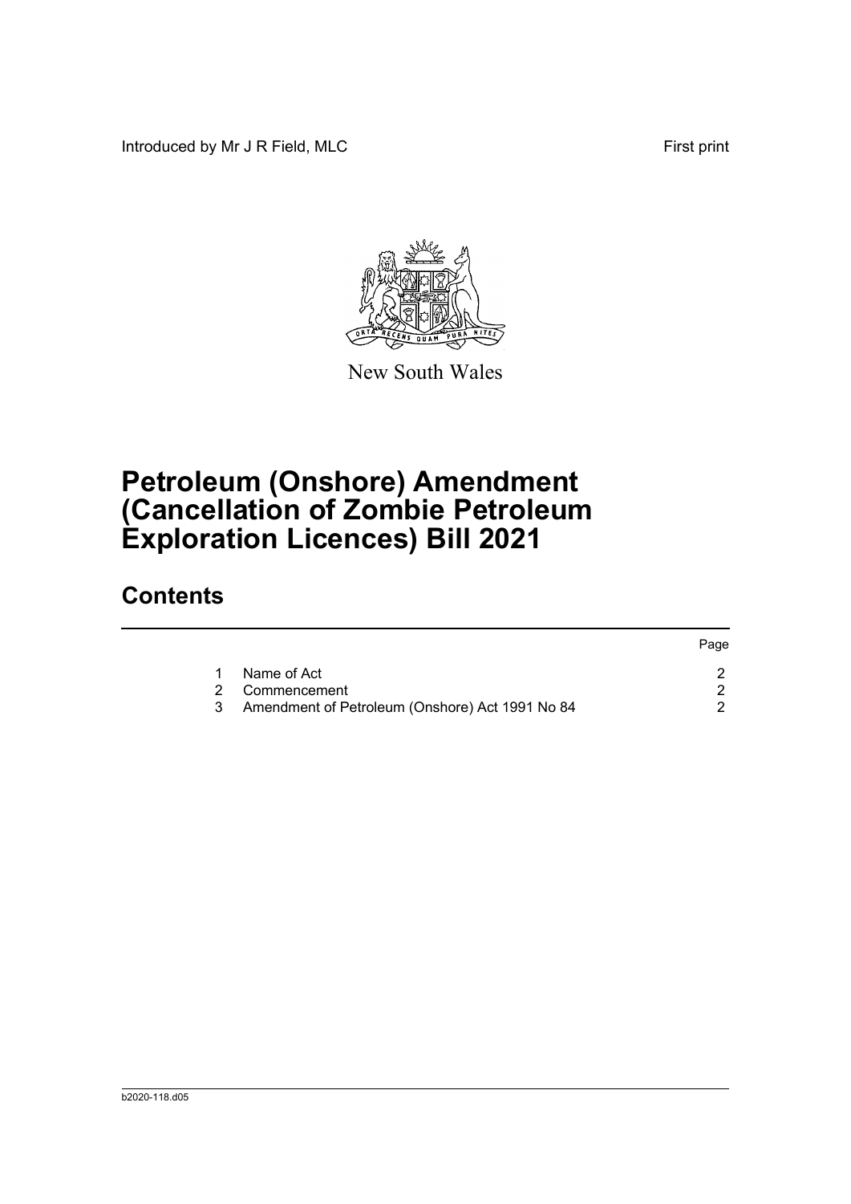Introduced by Mr J R Field, MLC

First print

New South Wales

# Petroleum (Onshore) Amendment (Cancellation of Zombie Petroleum Exploration Licences) Bill 2021

## Contents

| | | Page |
|---|---|---|
| 1 | Name of Act | 2 |
| 2 | Commencement | 2 |
| 3 | Amendment of Petroleum (Onshore) Act 1991 No 84 | 2 |

b2020-118.d05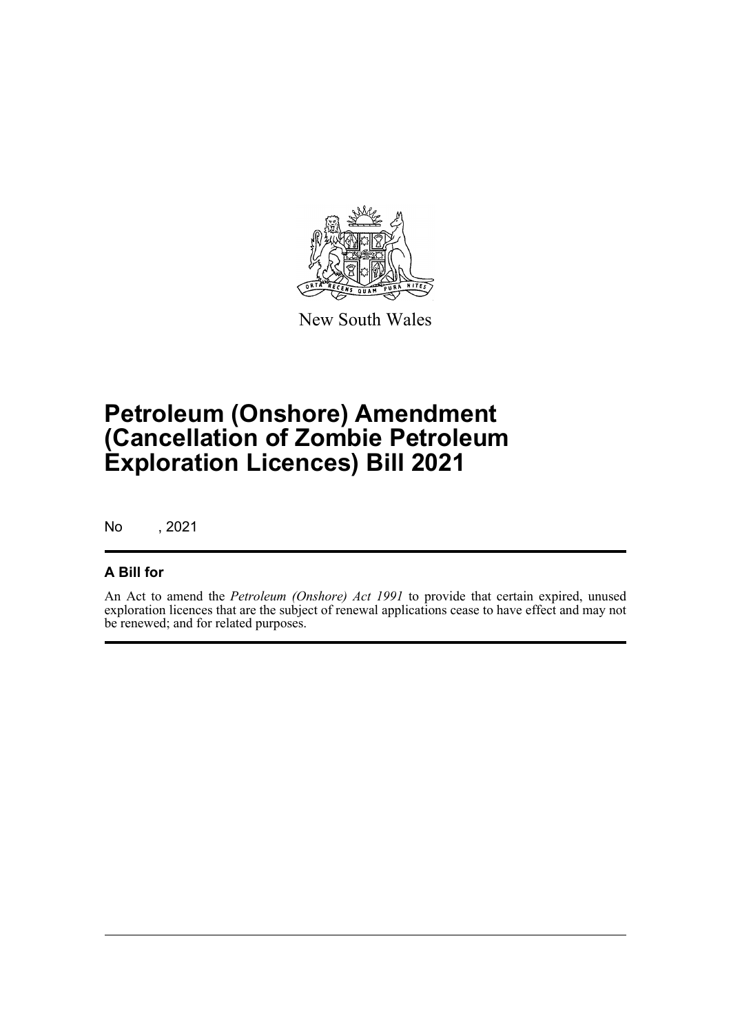New South Wales

# Petroleum (Onshore) Amendment (Cancellation of Zombie Petroleum Exploration Licences) Bill 2021

No , 2021

## A Bill for

An Act to amend the *Petroleum (Onshore) Act 1991* to provide that certain expired, unused exploration licences that are the subject of renewal applications cease to have effect and may not be renewed; and for related purposes.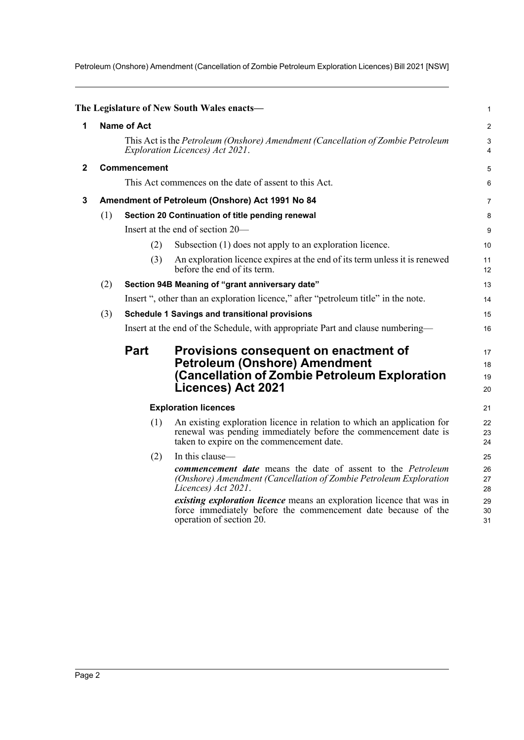The Legislature of New South Wales enacts—

## 1 Name of Act

This Act is the *Petroleum (Onshore) Amendment (Cancellation of Zombie Petroleum Exploration Licences) Act 2021*.

## 2 Commencement

This Act commences on the date of assent to this Act.

## 3 Amendment of Petroleum (Onshore) Act 1991 No 84

### (1) Section 20 Continuation of title pending renewal

Insert at the end of section 20—

(2) Subsection (1) does not apply to an exploration licence.

(3) An exploration licence expires at the end of its term unless it is renewed before the end of its term.

### (2) Section 94B Meaning of "grant anniversary date"

Insert ", other than an exploration licence," after "petroleum title" in the note.

### (3) Schedule 1 Savings and transitional provisions

Insert at the end of the Schedule, with appropriate Part and clause numbering—

## Part Provisions consequent on enactment of Petroleum (Onshore) Amendment (Cancellation of Zombie Petroleum Exploration Licences) Act 2021

**Exploration licences**

(1) An existing exploration licence in relation to which an application for renewal was pending immediately before the commencement date is taken to expire on the commencement date.

(2) In this clause—

***commencement date*** means the date of assent to the *Petroleum (Onshore) Amendment (Cancellation of Zombie Petroleum Exploration Licences) Act 2021*.

***existing exploration licence*** means an exploration licence that was in force immediately before the commencement date because of the operation of section 20.